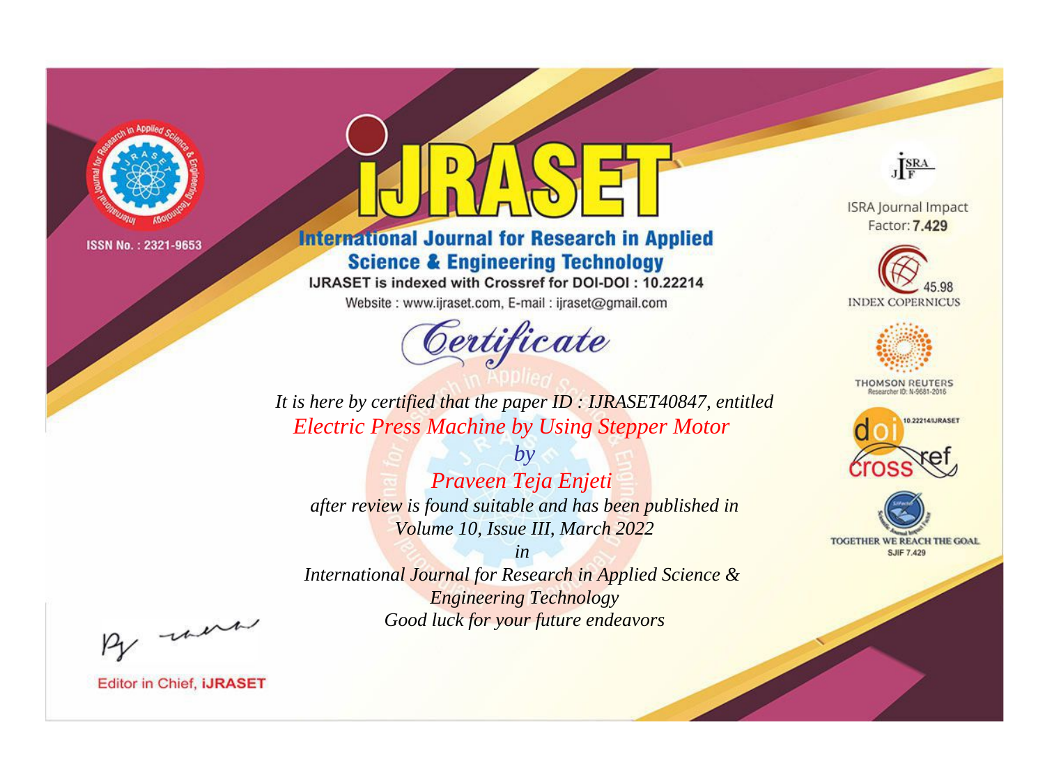ISSN No. : 2321-9653

# IJRASET

## International Journal for Research in Applied Science & Engineering Technology

IJRASET is indexed with Crossref for DOI-DOI : 10.22214

Website : www.ijraset.com, E-mail : ijraset@gmail.com

## Certificate

*It is here by certified that the paper ID : IJRASET40847, entitled*

*Electric Press Machine by Using Stepper Motor*

*by*

*Praveen Teja Enjeti*

*after review is found suitable and has been published in*

*Volume 10, Issue III, March 2022*

*in*

*International Journal for Research in Applied Science & Engineering Technology*

*Good luck for your future endeavors*

ISRA Journal Impact Factor: **7.429**

45.98 INDEX COPERNICUS

THOMSON REUTERS Researcher ID: N-9681-2016

10.22214/IJRASET

TOGETHER WE REACH THE GOAL SJIF 7.429

Editor in Chief, **iJRASET**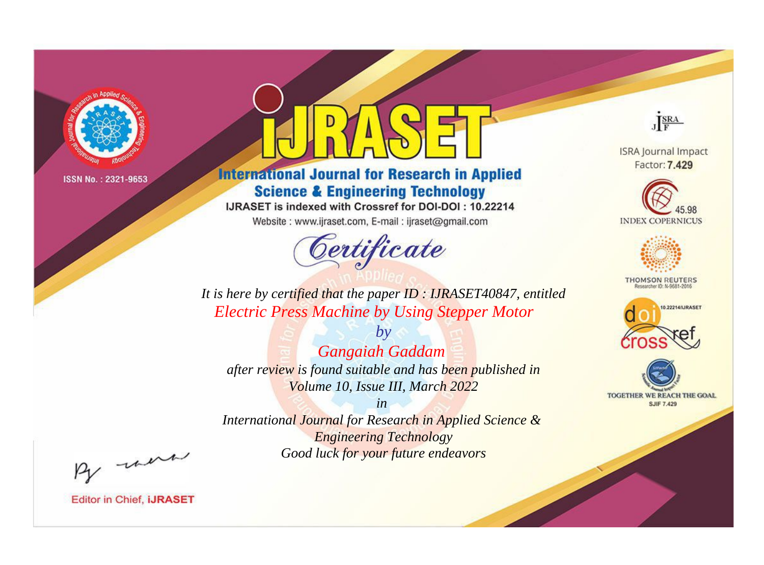ISSN No. : 2321-9653

# IJRASET

## International Journal for Research in Applied Science & Engineering Technology

IJRASET is indexed with Crossref for DOI-DOI : 10.22214

Website : www.ijraset.com, E-mail : ijraset@gmail.com

# Certificate

*It is here by certified that the paper ID : IJRASET40847, entitled*

*Electric Press Machine by Using Stepper Motor*

*by*

*Gangaiah Gaddam*

*after review is found suitable and has been published in*

*Volume 10, Issue III, March 2022*

*in*

*International Journal for Research in Applied Science & Engineering Technology*

*Good luck for your future endeavors*

ISRA Journal Impact Factor: **7.429**

45.98 INDEX COPERNICUS

THOMSON REUTERS Researcher ID: N-9681-2016

10.22214/IJRASET

TOGETHER WE REACH THE GOAL SJIF 7.429

Editor in Chief, **iJRASET**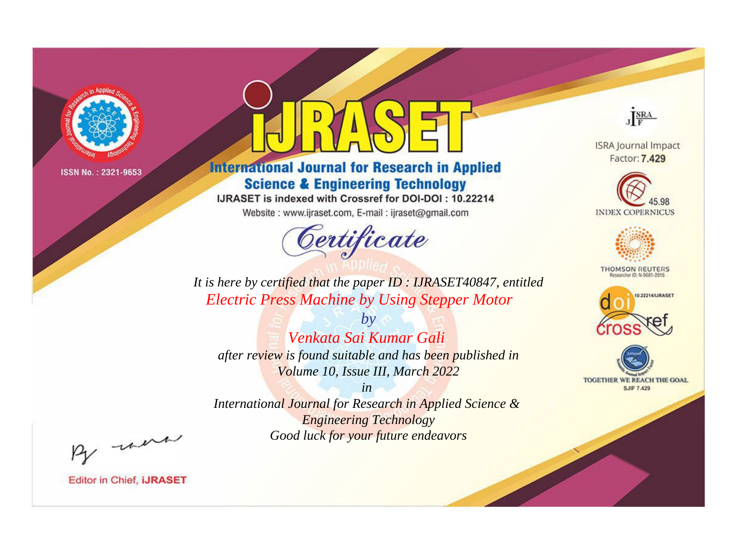ISSN No. : 2321-9653

# IJRASET

## International Journal for Research in Applied Science & Engineering Technology

IJRASET is indexed with Crossref for DOI-DOI : 10.22214

Website : www.ijraset.com, E-mail : ijraset@gmail.com

# Certificate

*It is here by certified that the paper ID : IJRASET40847, entitled*

*Electric Press Machine by Using Stepper Motor*

*by*

*Venkata Sai Kumar Gali*

*after review is found suitable and has been published in*

*Volume 10, Issue III, March 2022*

*in*

*International Journal for Research in Applied Science & Engineering Technology*

*Good luck for your future endeavors*

ISRA Journal Impact Factor: **7.429**

45.98 INDEX COPERNICUS

THOMSON REUTERS Researcher ID: N-9681-2016

10.22214/IJRASET

TOGETHER WE REACH THE GOAL SJIF 7.429

Editor in Chief, **iJRASET**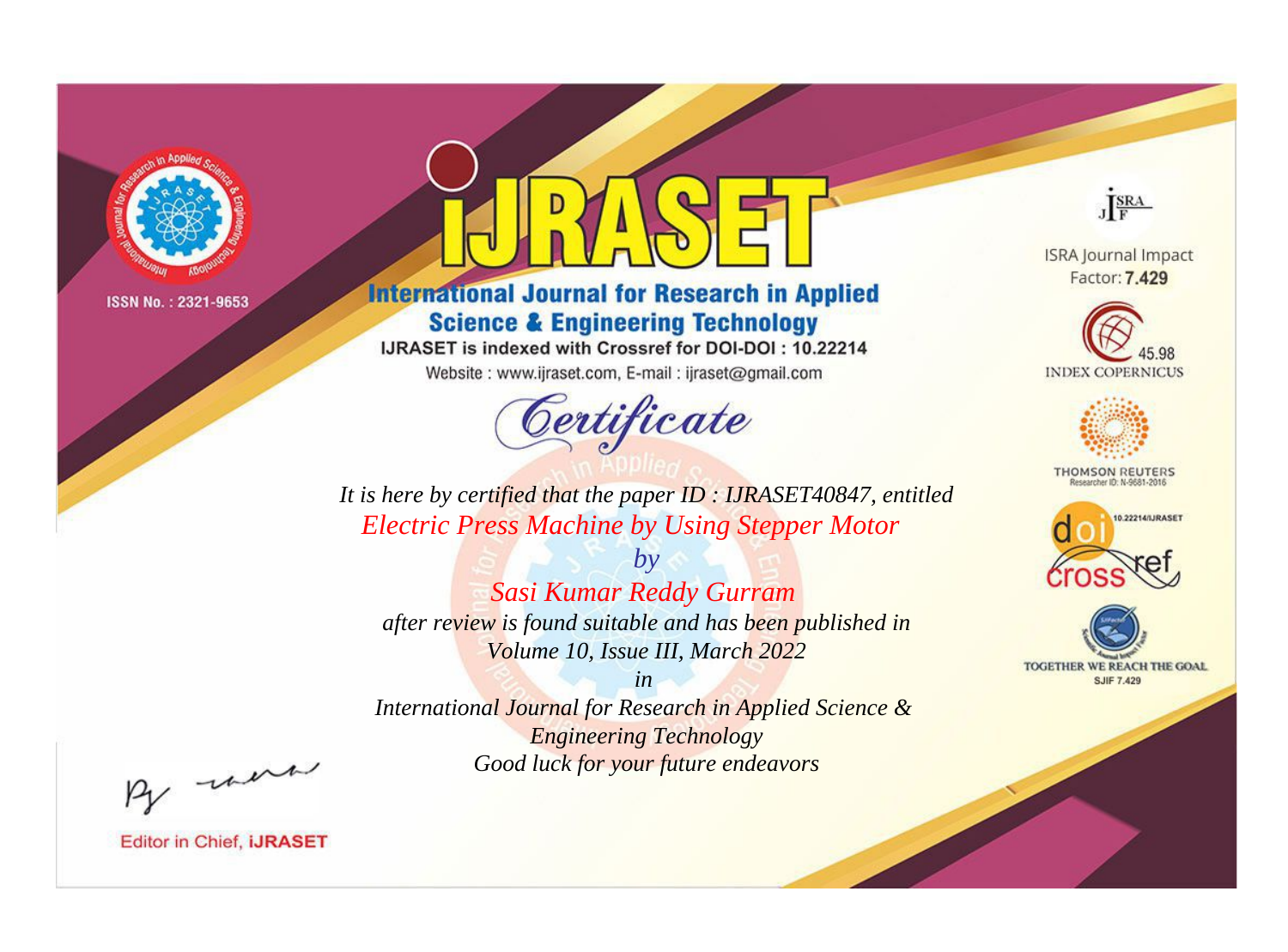ISSN No. : 2321-9653

# iJRASET

## International Journal for Research in Applied Science & Engineering Technology

IJRASET is indexed with Crossref for DOI-DOI : 10.22214

Website : www.ijraset.com, E-mail : ijraset@gmail.com

# *Certificate*

*It is here by certified that the paper ID : IJRASET40847, entitled*

*Electric Press Machine by Using Stepper Motor*

*by*

*Sasi Kumar Reddy Gurram*

*after review is found suitable and has been published in*

*Volume 10, Issue III, March 2022*

*in*

*International Journal for Research in Applied Science & Engineering Technology*

*Good luck for your future endeavors*

ISRA Journal Impact Factor: **7.429**

45.98 INDEX COPERNICUS

THOMSON REUTERS Researcher ID: N-9681-2016

10.22214/IJRASET

TOGETHER WE REACH THE GOAL SJIF 7.429

Editor in Chief, **iJRASET**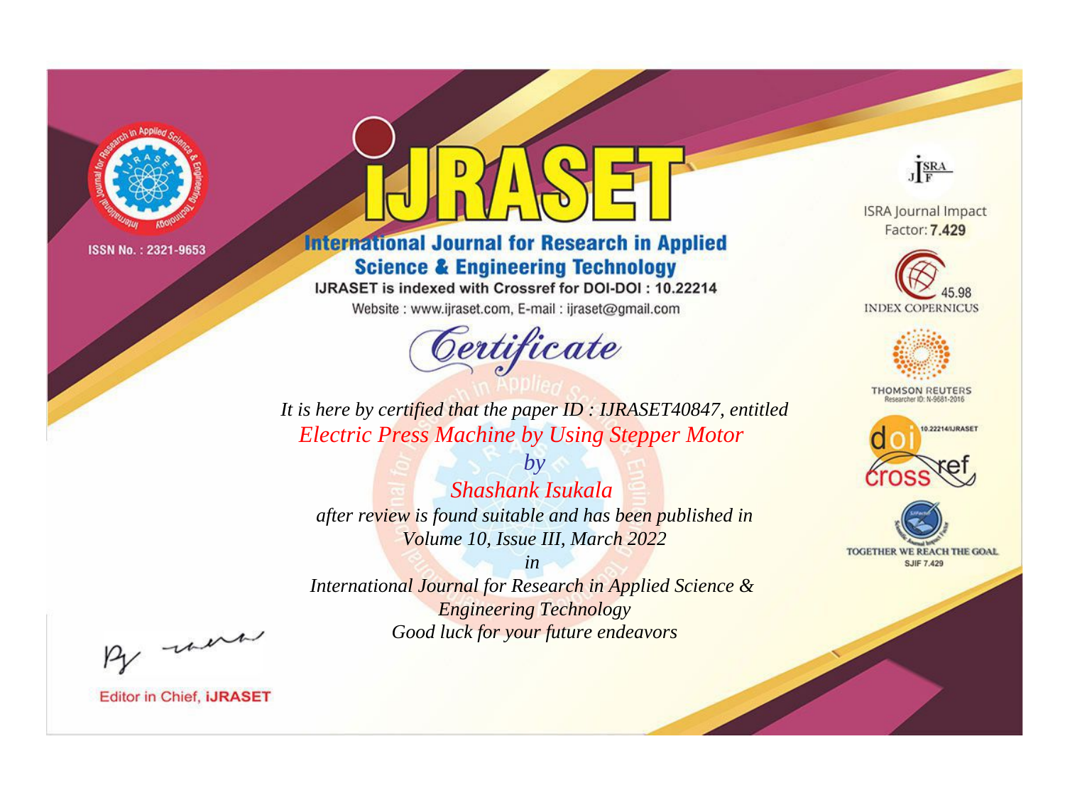ISSN No. : 2321-9653

# iJRASET

## International Journal for Research in Applied Science & Engineering Technology

IJRASET is indexed with Crossref for DOI-DOI : 10.22214

Website : www.ijraset.com, E-mail : ijraset@gmail.com

ISRA Journal Impact Factor: **7.429**

45.98 INDEX COPERNICUS

THOMSON REUTERS Researcher ID: N-9681-2016

10.22214/IJRASET

TOGETHER WE REACH THE GOAL SJIF 7.429

# Certificate

*It is here by certified that the paper ID : IJRASET40847, entitled*

*Electric Press Machine by Using Stepper Motor*

*by*

*Shashank Isukala*

*after review is found suitable and has been published in*

*Volume 10, Issue III, March 2022*

*in*

*International Journal for Research in Applied Science & Engineering Technology*

*Good luck for your future endeavors*

Editor in Chief, **iJRASET**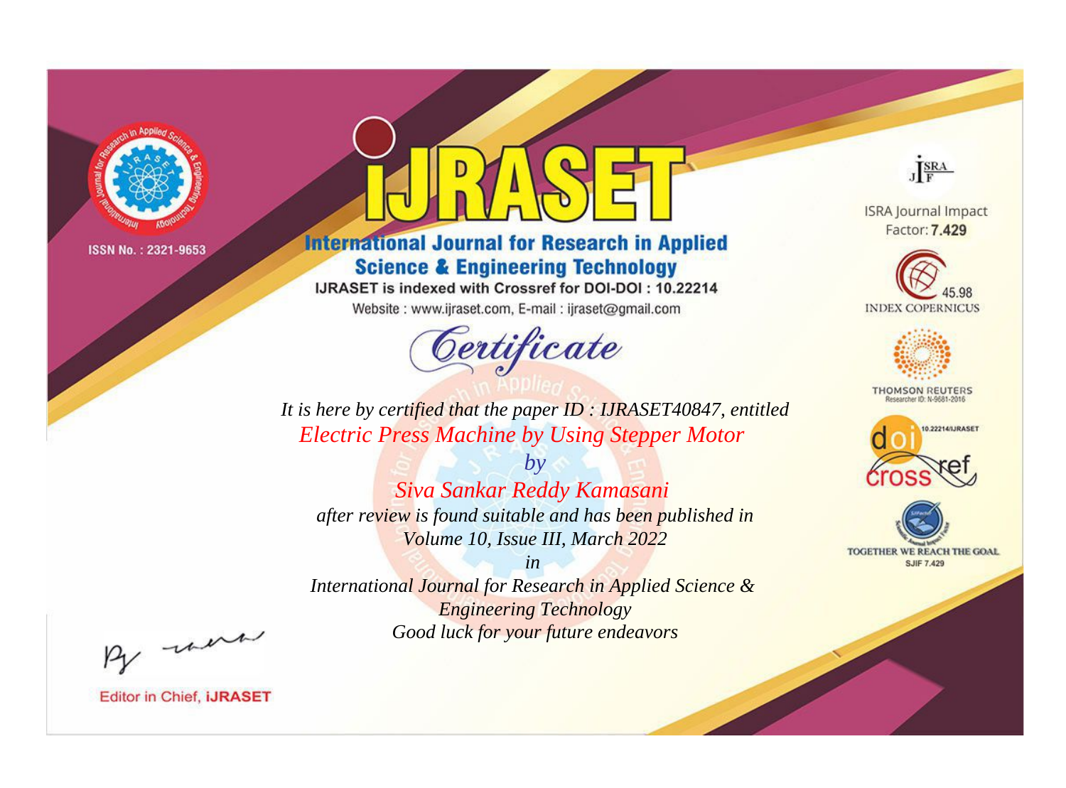ISSN No. : 2321-9653

# iJRASET

## International Journal for Research in Applied Science & Engineering Technology

IJRASET is indexed with Crossref for DOI-DOI : 10.22214

Website : www.ijraset.com, E-mail : ijraset@gmail.com

ISRA Journal Impact Factor: **7.429**

45.98 INDEX COPERNICUS

THOMSON REUTERS Researcher ID: N-9681-2016

10.22214/IJRASET

TOGETHER WE REACH THE GOAL SJIF 7.429

# Certificate

*It is here by certified that the paper ID : IJRASET40847, entitled*

*Electric Press Machine by Using Stepper Motor*

*by*

*Siva Sankar Reddy Kamasani*

*after review is found suitable and has been published in*

*Volume 10, Issue III, March 2022*

*in*

*International Journal for Research in Applied Science & Engineering Technology*

*Good luck for your future endeavors*

Editor in Chief, **iJRASET**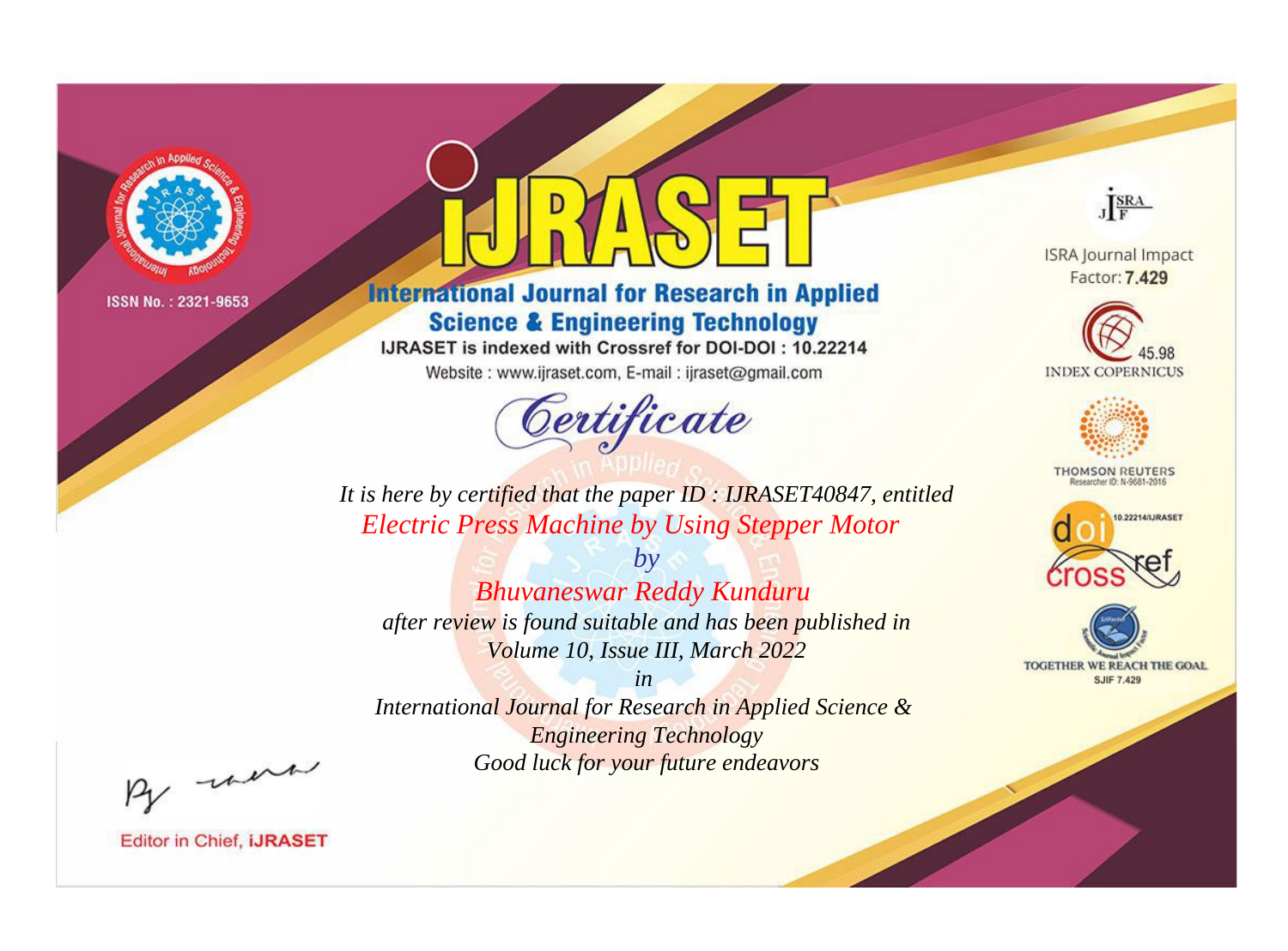ISSN No. : 2321-9653

# IJRASET

## International Journal for Research in Applied Science & Engineering Technology

IJRASET is indexed with Crossref for DOI-DOI : 10.22214

Website : www.ijraset.com, E-mail : ijraset@gmail.com

*Certificate*

*It is here by certified that the paper ID : IJRASET40847, entitled*

*Electric Press Machine by Using Stepper Motor*

*by*

*Bhuvaneswar Reddy Kunduru*

*after review is found suitable and has been published in*

*Volume 10, Issue III, March 2022*

*in*

*International Journal for Research in Applied Science & Engineering Technology*

*Good luck for your future endeavors*

ISRA Journal Impact Factor: **7.429**

45.98 INDEX COPERNICUS

THOMSON REUTERS Researcher ID: N-9681-2016

10.22214/IJRASET

TOGETHER WE REACH THE GOAL SJIF 7.429

Editor in Chief, **iJRASET**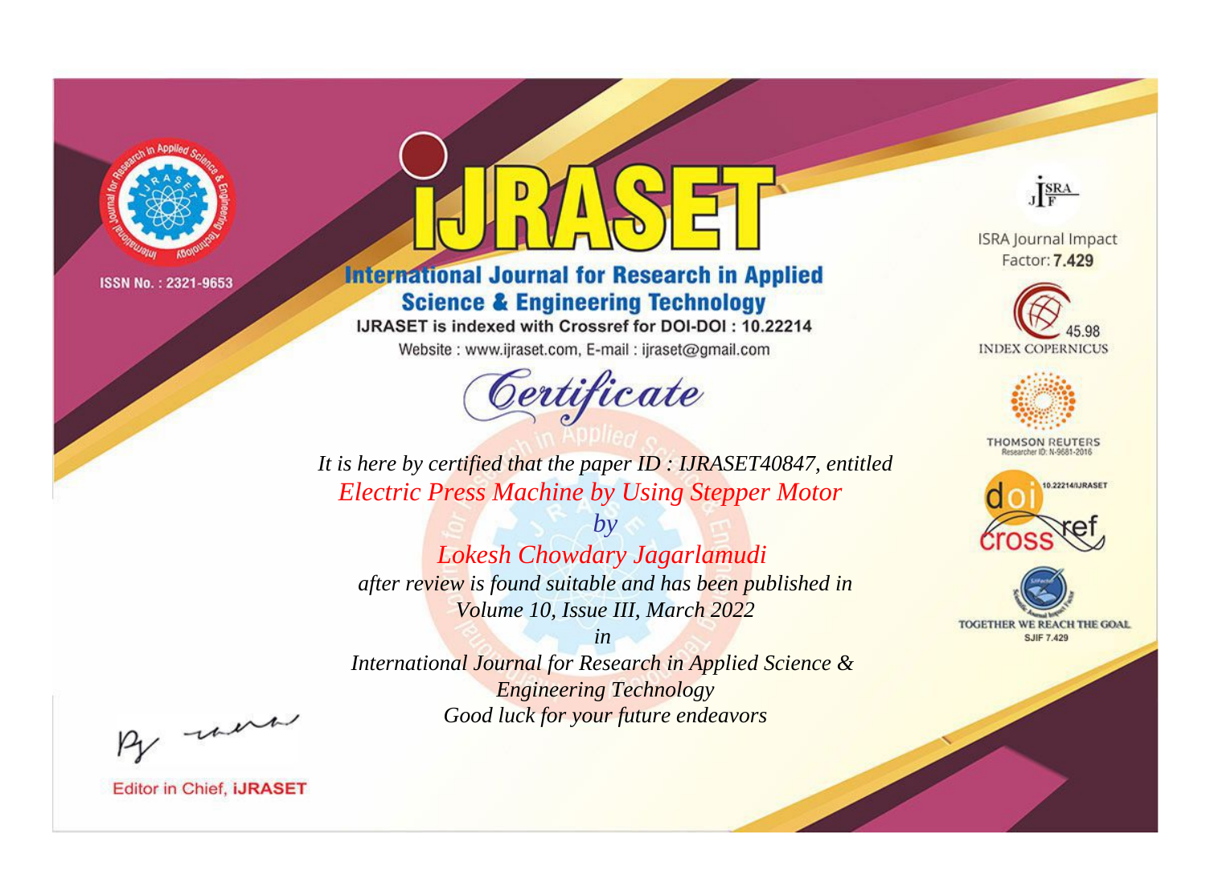ISSN No. : 2321-9653

# IJRASET

## International Journal for Research in Applied Science & Engineering Technology

IJRASET is indexed with Crossref for DOI-DOI : 10.22214

Website : www.ijraset.com, E-mail : ijraset@gmail.com

*Certificate*

*It is here by certified that the paper ID : IJRASET40847, entitled*

*Electric Press Machine by Using Stepper Motor*

*by*

*Lokesh Chowdary Jagarlamudi*

*after review is found suitable and has been published in*

*Volume 10, Issue III, March 2022*

*in*

*International Journal for Research in Applied Science & Engineering Technology*

*Good luck for your future endeavors*

ISRA Journal Impact Factor: **7.429**

45.98 INDEX COPERNICUS

THOMSON REUTERS Researcher ID: N-9681-2016

10.22214/IJRASET

TOGETHER WE REACH THE GOAL SJIF 7.429

Editor in Chief, **iJRASET**